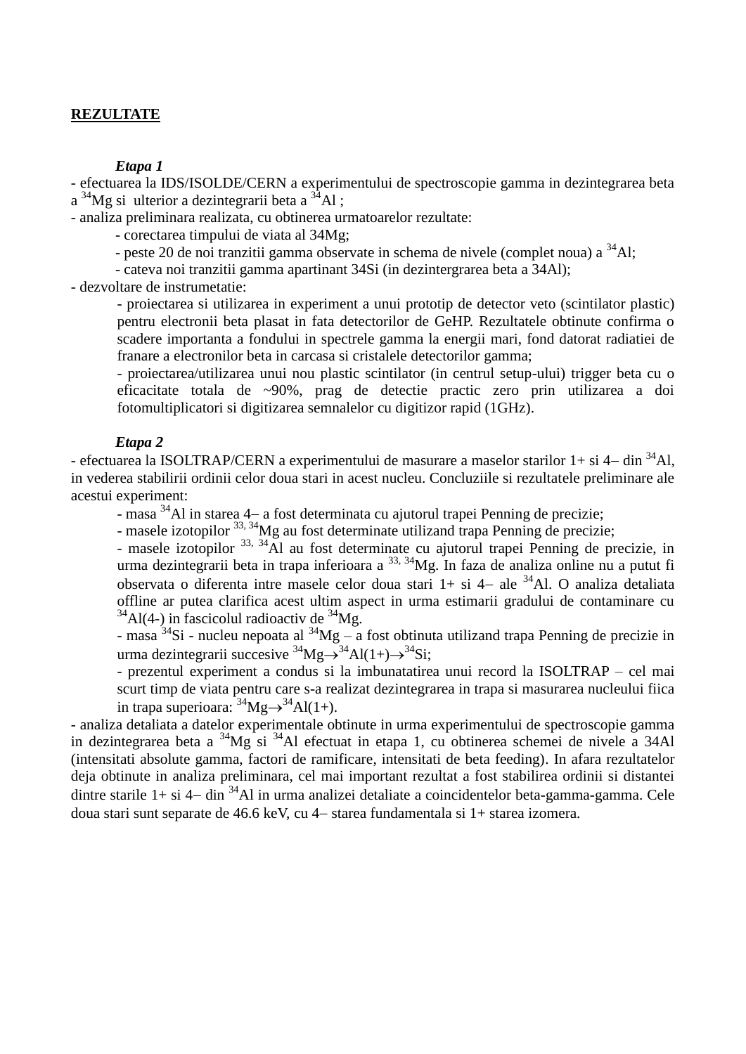**REZULTATE**

***Etapa 1***

- efectuarea la IDS/ISOLDE/CERN a experimentului de spectroscopie gamma in dezintegrarea beta a $^{34}$Mg si ulterior a dezintegrarii beta a $^{34}$Al ;
- analiza preliminara realizata, cu obtinerea urmatoarelor rezultate:
  - corectarea timpului de viata al 34Mg;
  - peste 20 de noi tranzitii gamma observate in schema de nivele (complet noua) a $^{34}$Al;
  - cateva noi tranzitii gamma apartinant 34Si (in dezintergrarea beta a 34Al);
- dezvoltare de instrumetatie:
  - proiectarea si utilizarea in experiment a unui prototip de detector veto (scintilator plastic) pentru electronii beta plasat in fata detectorilor de GeHP. Rezultatele obtinute confirma o scadere importanta a fondului in spectrele gamma la energii mari, fond datorat radiatiei de franare a electronilor beta in carcasa si cristalele detectorilor gamma;
  - proiectarea/utilizarea unui nou plastic scintilator (in centrul setup-ului) trigger beta cu o eficacitate totala de ~90%, prag de detectie practic zero prin utilizarea a doi fotomultiplicatori si digitizarea semnalelor cu digitizor rapid (1GHz).

***Etapa 2***

- efectuarea la ISOLTRAP/CERN a experimentului de masurare a maselor starilor 1+ si 4– din $^{34}$Al, in vederea stabilirii ordinii celor doua stari in acest nucleu. Concluziile si rezultatele preliminare ale acestui experiment:
  - masa $^{34}$Al in starea 4– a fost determinata cu ajutorul trapei Penning de precizie;
  - masele izotopilor $^{33,34}$Mg au fost determinate utilizand trapa Penning de precizie;
  - masele izotopilor $^{33,34}$Al au fost determinate cu ajutorul trapei Penning de precizie, in urma dezintegrarii beta in trapa inferioara a $^{33,34}$Mg. In faza de analiza online nu a putut fi observata o diferenta intre masele celor doua stari 1+ si 4– ale $^{34}$Al. O analiza detaliata offline ar putea clarifica acest ultim aspect in urma estimarii gradului de contaminare cu $^{34}$Al(4-) in fascicolul radioactiv de $^{34}$Mg.
  - masa $^{34}$Si - nucleu nepoata al $^{34}$Mg – a fost obtinuta utilizand trapa Penning de precizie in urma dezintegrarii succesive $^{34}\text{Mg}\rightarrow^{34}\text{Al(1+)}\rightarrow^{34}\text{Si}$;
  - prezentul experiment a condus si la imbunatatirea unui record la ISOLTRAP – cel mai scurt timp de viata pentru care s-a realizat dezintegrarea in trapa si masurarea nucleului fiica in trapa superioara: $^{34}\text{Mg}\rightarrow^{34}\text{Al(1+)}$.
- analiza detaliata a datelor experimentale obtinute in urma experimentului de spectroscopie gamma in dezintegrarea beta a $^{34}$Mg si $^{34}$Al efectuat in etapa 1, cu obtinerea schemei de nivele a 34Al (intensitati absolute gamma, factori de ramificare, intensitati de beta feeding). In afara rezultatelor deja obtinute in analiza preliminara, cel mai important rezultat a fost stabilirea ordinii si distantei dintre starile 1+ si 4– din $^{34}$Al in urma analizei detaliate a coincidentelor beta-gamma-gamma. Cele doua stari sunt separate de 46.6 keV, cu 4– starea fundamentala si 1+ starea izomera.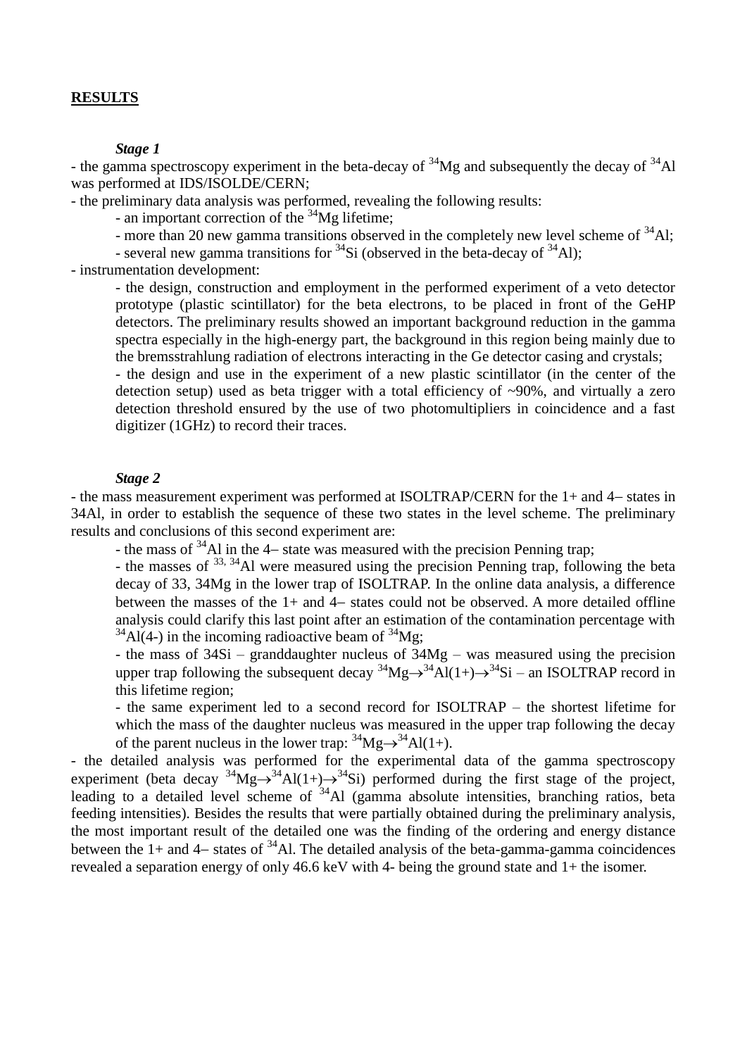**RESULTS**

***Stage 1***

- the gamma spectroscopy experiment in the beta-decay of $^{34}$Mg and subsequently the decay of $^{34}$Al was performed at IDS/ISOLDE/CERN;
- the preliminary data analysis was performed, revealing the following results:
  - an important correction of the $^{34}$Mg lifetime;
  - more than 20 new gamma transitions observed in the completely new level scheme of $^{34}$Al;
  - several new gamma transitions for $^{34}$Si (observed in the beta-decay of $^{34}$Al);
- instrumentation development:
  - the design, construction and employment in the performed experiment of a veto detector prototype (plastic scintillator) for the beta electrons, to be placed in front of the GeHP detectors. The preliminary results showed an important background reduction in the gamma spectra especially in the high-energy part, the background in this region being mainly due to the bremsstrahlung radiation of electrons interacting in the Ge detector casing and crystals;
  - the design and use in the experiment of a new plastic scintillator (in the center of the detection setup) used as beta trigger with a total efficiency of ~90%, and virtually a zero detection threshold ensured by the use of two photomultipliers in coincidence and a fast digitizer (1GHz) to record their traces.

***Stage 2***

- the mass measurement experiment was performed at ISOLTRAP/CERN for the 1+ and 4– states in 34Al, in order to establish the sequence of these two states in the level scheme. The preliminary results and conclusions of this second experiment are:
  - the mass of $^{34}$Al in the 4– state was measured with the precision Penning trap;
  - the masses of $^{33,34}$Al were measured using the precision Penning trap, following the beta decay of 33, 34Mg in the lower trap of ISOLTRAP. In the online data analysis, a difference between the masses of the 1+ and 4– states could not be observed. A more detailed offline analysis could clarify this last point after an estimation of the contamination percentage with $^{34}$Al(4-) in the incoming radioactive beam of $^{34}$Mg;
  - the mass of 34Si – granddaughter nucleus of 34Mg – was measured using the precision upper trap following the subsequent decay $^{34}Mg \rightarrow ^{34}Al(1+) \rightarrow ^{34}Si$ – an ISOLTRAP record in this lifetime region;
  - the same experiment led to a second record for ISOLTRAP – the shortest lifetime for which the mass of the daughter nucleus was measured in the upper trap following the decay of the parent nucleus in the lower trap: $^{34}Mg \rightarrow ^{34}Al(1+)$.
- the detailed analysis was performed for the experimental data of the gamma spectroscopy experiment (beta decay $^{34}Mg \rightarrow ^{34}Al(1+) \rightarrow ^{34}Si$) performed during the first stage of the project, leading to a detailed level scheme of $^{34}$Al (gamma absolute intensities, branching ratios, beta feeding intensities). Besides the results that were partially obtained during the preliminary analysis, the most important result of the detailed one was the finding of the ordering and energy distance between the 1+ and 4– states of $^{34}$Al. The detailed analysis of the beta-gamma-gamma coincidences revealed a separation energy of only 46.6 keV with 4- being the ground state and 1+ the isomer.